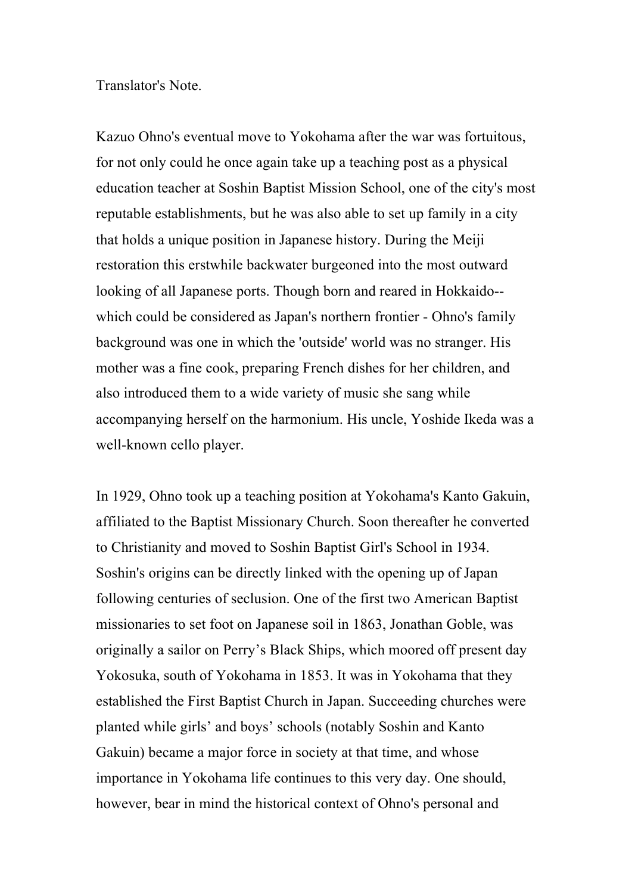Translator's Note.

Kazuo Ohno's eventual move to Yokohama after the war was fortuitous, for not only could he once again take up a teaching post as a physical education teacher at Soshin Baptist Mission School, one of the city's most reputable establishments, but he was also able to set up family in a city that holds a unique position in Japanese history. During the Meiji restoration this erstwhile backwater burgeoned into the most outward looking of all Japanese ports. Though born and reared in Hokkaido-- which could be considered as Japan's northern frontier - Ohno's family background was one in which the 'outside' world was no stranger. His mother was a fine cook, preparing French dishes for her children, and also introduced them to a wide variety of music she sang while accompanying herself on the harmonium. His uncle, Yoshide Ikeda was a well-known cello player.

In 1929, Ohno took up a teaching position at Yokohama's Kanto Gakuin, affiliated to the Baptist Missionary Church. Soon thereafter he converted to Christianity and moved to Soshin Baptist Girl's School in 1934. Soshin's origins can be directly linked with the opening up of Japan following centuries of seclusion. One of the first two American Baptist missionaries to set foot on Japanese soil in 1863, Jonathan Goble, was originally a sailor on Perry's Black Ships, which moored off present day Yokosuka, south of Yokohama in 1853. It was in Yokohama that they established the First Baptist Church in Japan. Succeeding churches were planted while girls' and boys' schools (notably Soshin and Kanto Gakuin) became a major force in society at that time, and whose importance in Yokohama life continues to this very day. One should, however, bear in mind the historical context of Ohno's personal and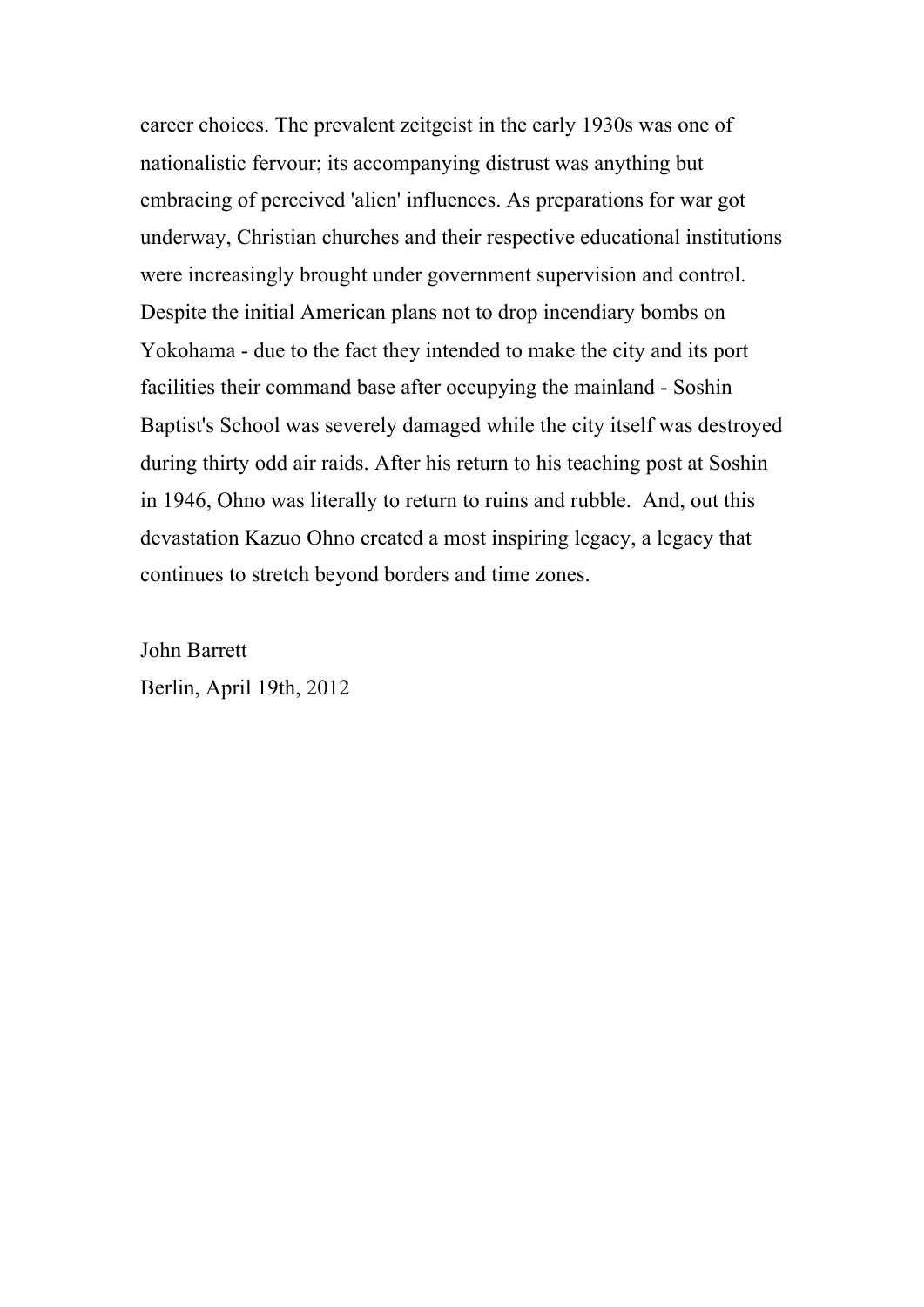career choices. The prevalent zeitgeist in the early 1930s was one of nationalistic fervour; its accompanying distrust was anything but embracing of perceived 'alien' influences. As preparations for war got underway, Christian churches and their respective educational institutions were increasingly brought under government supervision and control. Despite the initial American plans not to drop incendiary bombs on Yokohama - due to the fact they intended to make the city and its port facilities their command base after occupying the mainland - Soshin Baptist's School was severely damaged while the city itself was destroyed during thirty odd air raids. After his return to his teaching post at Soshin in 1946, Ohno was literally to return to ruins and rubble. And, out this devastation Kazuo Ohno created a most inspiring legacy, a legacy that continues to stretch beyond borders and time zones.

John Barrett
Berlin, April 19th, 2012